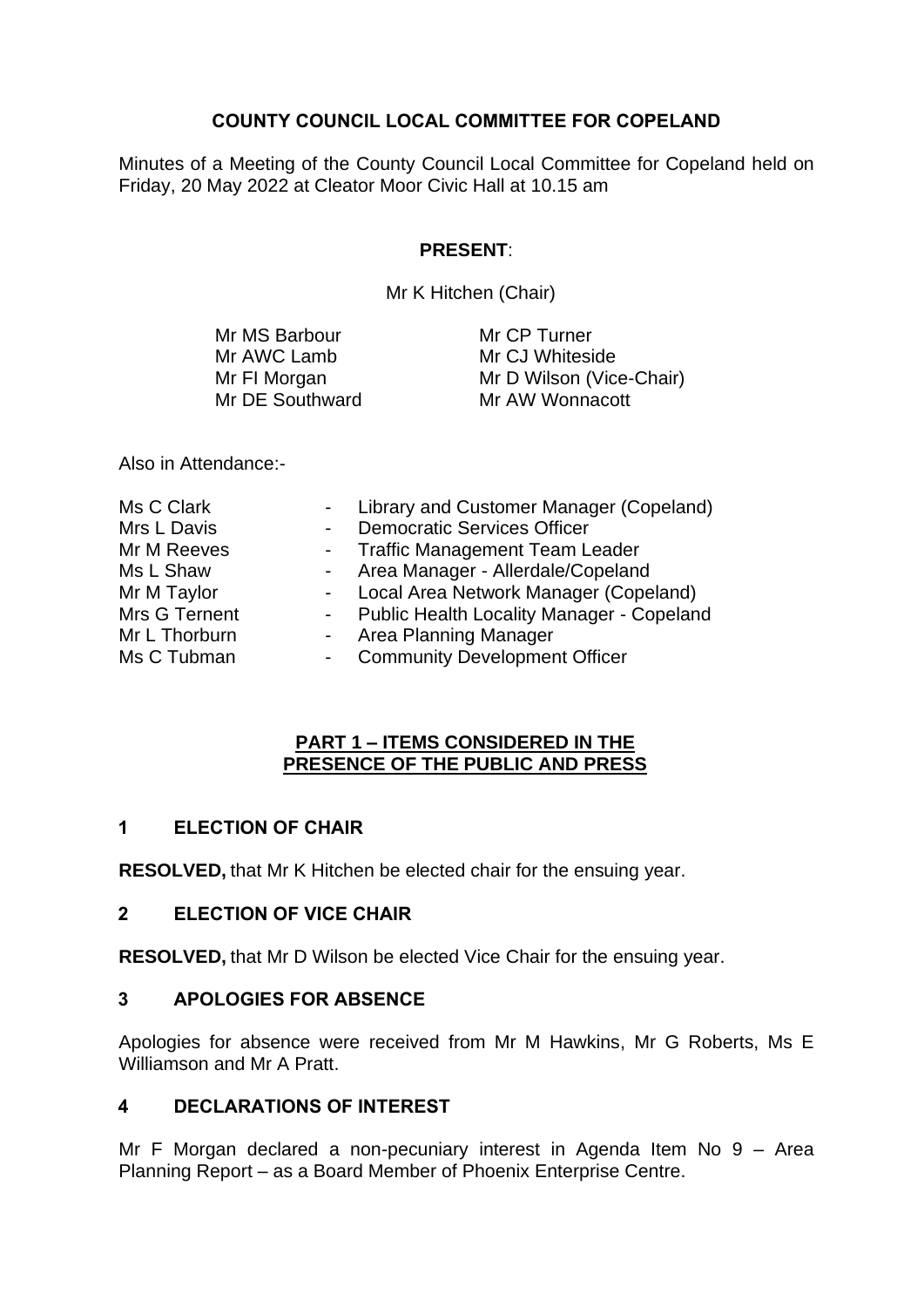# COUNTY COUNCIL LOCAL COMMITTEE FOR COPELAND

Minutes of a Meeting of the County Council Local Committee for Copeland held on Friday, 20 May 2022 at Cleator Moor Civic Hall at 10.15 am

**PRESENT**:

Mr K Hitchen (Chair)

Mr MS Barbour
Mr AWC Lamb
Mr FI Morgan
Mr DE Southward
Mr CP Turner
Mr CJ Whiteside
Mr D Wilson (Vice-Chair)
Mr AW Wonnacott

Also in Attendance:-

| | | |
|---|---|---|
| Ms C Clark | - | Library and Customer Manager (Copeland) |
| Mrs L Davis | - | Democratic Services Officer |
| Mr M Reeves | - | Traffic Management Team Leader |
| Ms L Shaw | - | Area Manager - Allerdale/Copeland |
| Mr M Taylor | - | Local Area Network Manager (Copeland) |
| Mrs G Ternent | - | Public Health Locality Manager - Copeland |
| Mr L Thorburn | - | Area Planning Manager |
| Ms C Tubman | - | Community Development Officer |

**PART 1 – ITEMS CONSIDERED IN THE PRESENCE OF THE PUBLIC AND PRESS**

## 1 ELECTION OF CHAIR

**RESOLVED,** that Mr K Hitchen be elected chair for the ensuing year.

## 2 ELECTION OF VICE CHAIR

**RESOLVED,** that Mr D Wilson be elected Vice Chair for the ensuing year.

## 3 APOLOGIES FOR ABSENCE

Apologies for absence were received from Mr M Hawkins, Mr G Roberts, Ms E Williamson and Mr A Pratt.

## 4 DECLARATIONS OF INTEREST

Mr F Morgan declared a non-pecuniary interest in Agenda Item No 9 – Area Planning Report – as a Board Member of Phoenix Enterprise Centre.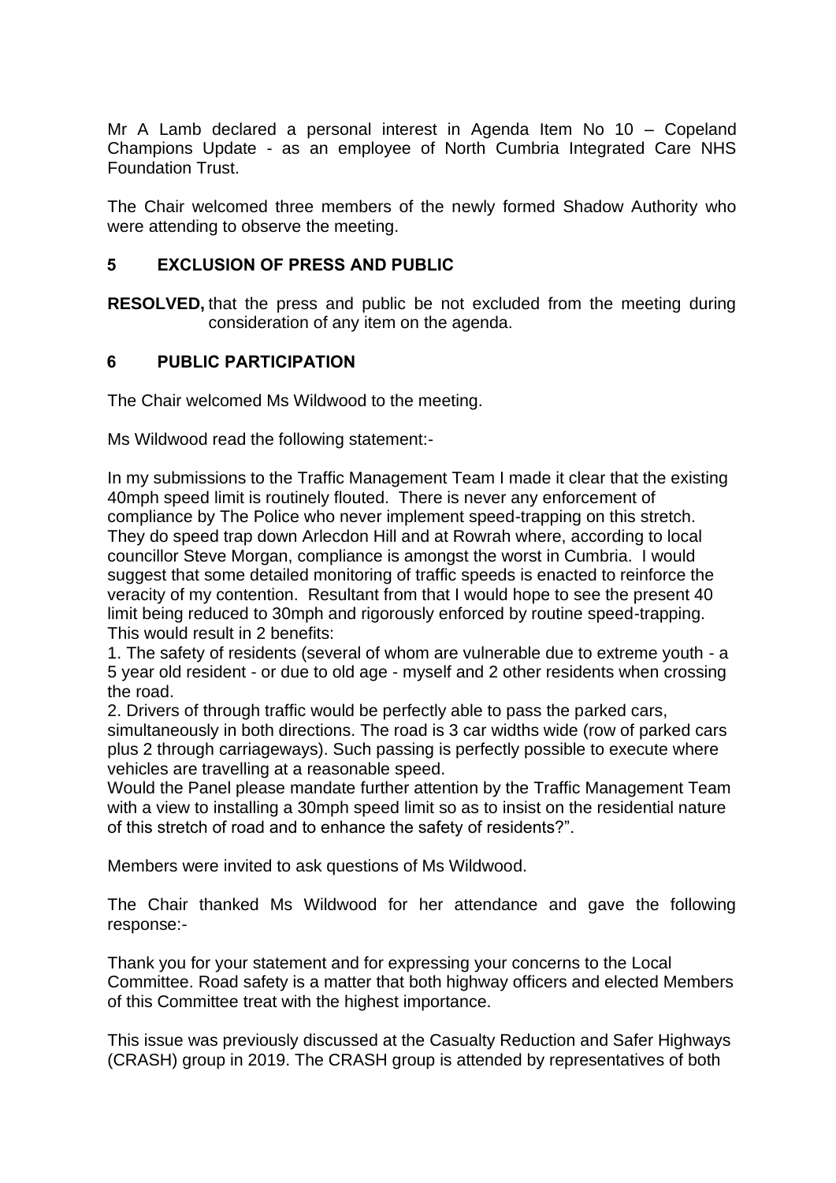Mr A Lamb declared a personal interest in Agenda Item No 10 – Copeland Champions Update - as an employee of North Cumbria Integrated Care NHS Foundation Trust.

The Chair welcomed three members of the newly formed Shadow Authority who were attending to observe the meeting.

## 5 EXCLUSION OF PRESS AND PUBLIC

**RESOLVED,** that the press and public be not excluded from the meeting during consideration of any item on the agenda.

## 6 PUBLIC PARTICIPATION

The Chair welcomed Ms Wildwood to the meeting.

Ms Wildwood read the following statement:-

In my submissions to the Traffic Management Team I made it clear that the existing 40mph speed limit is routinely flouted. There is never any enforcement of compliance by The Police who never implement speed-trapping on this stretch. They do speed trap down Arlecdon Hill and at Rowrah where, according to local councillor Steve Morgan, compliance is amongst the worst in Cumbria. I would suggest that some detailed monitoring of traffic speeds is enacted to reinforce the veracity of my contention. Resultant from that I would hope to see the present 40 limit being reduced to 30mph and rigorously enforced by routine speed-trapping. This would result in 2 benefits:

1. The safety of residents (several of whom are vulnerable due to extreme youth - a 5 year old resident - or due to old age - myself and 2 other residents when crossing the road.
2. Drivers of through traffic would be perfectly able to pass the parked cars, simultaneously in both directions. The road is 3 car widths wide (row of parked cars plus 2 through carriageways). Such passing is perfectly possible to execute where vehicles are travelling at a reasonable speed.

Would the Panel please mandate further attention by the Traffic Management Team with a view to installing a 30mph speed limit so as to insist on the residential nature of this stretch of road and to enhance the safety of residents?".

Members were invited to ask questions of Ms Wildwood.

The Chair thanked Ms Wildwood for her attendance and gave the following response:-

Thank you for your statement and for expressing your concerns to the Local Committee. Road safety is a matter that both highway officers and elected Members of this Committee treat with the highest importance.

This issue was previously discussed at the Casualty Reduction and Safer Highways (CRASH) group in 2019. The CRASH group is attended by representatives of both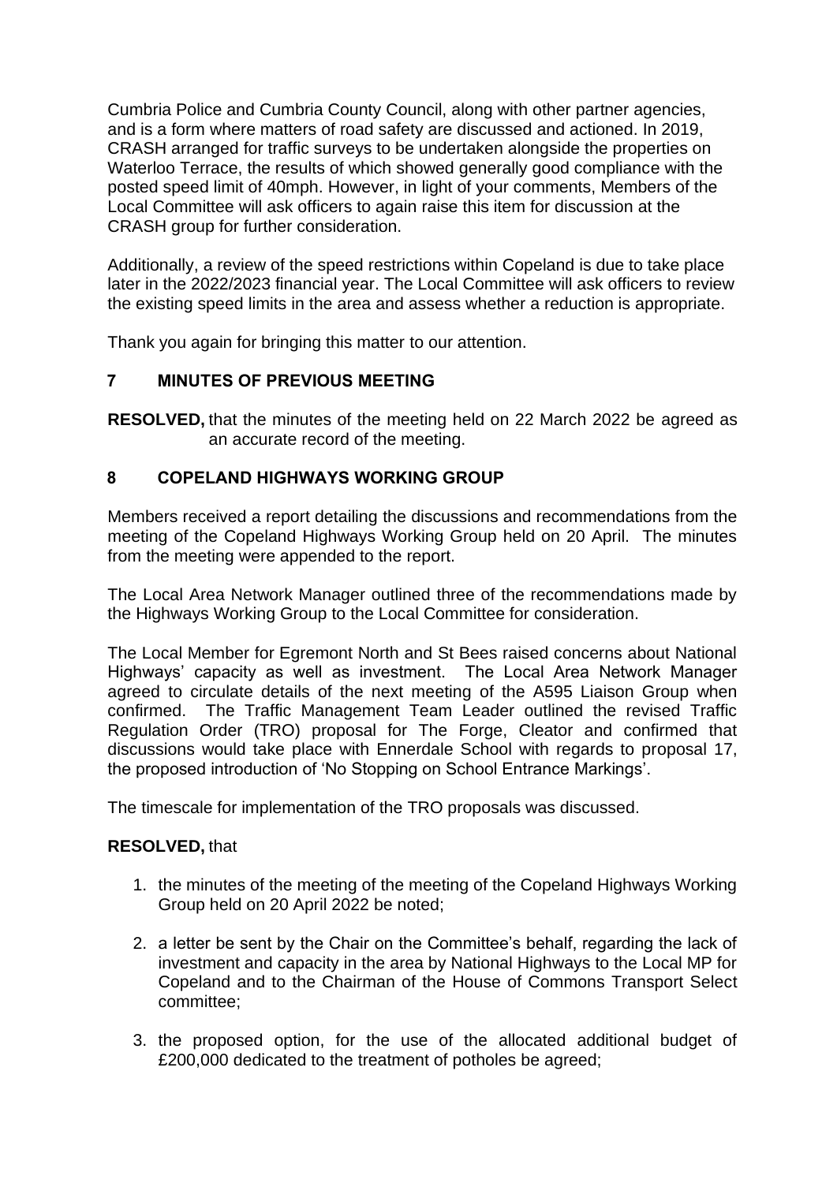Cumbria Police and Cumbria County Council, along with other partner agencies, and is a form where matters of road safety are discussed and actioned. In 2019, CRASH arranged for traffic surveys to be undertaken alongside the properties on Waterloo Terrace, the results of which showed generally good compliance with the posted speed limit of 40mph. However, in light of your comments, Members of the Local Committee will ask officers to again raise this item for discussion at the CRASH group for further consideration.

Additionally, a review of the speed restrictions within Copeland is due to take place later in the 2022/2023 financial year. The Local Committee will ask officers to review the existing speed limits in the area and assess whether a reduction is appropriate.

Thank you again for bringing this matter to our attention.

## 7 MINUTES OF PREVIOUS MEETING

**RESOLVED,** that the minutes of the meeting held on 22 March 2022 be agreed as an accurate record of the meeting.

## 8 COPELAND HIGHWAYS WORKING GROUP

Members received a report detailing the discussions and recommendations from the meeting of the Copeland Highways Working Group held on 20 April. The minutes from the meeting were appended to the report.

The Local Area Network Manager outlined three of the recommendations made by the Highways Working Group to the Local Committee for consideration.

The Local Member for Egremont North and St Bees raised concerns about National Highways' capacity as well as investment. The Local Area Network Manager agreed to circulate details of the next meeting of the A595 Liaison Group when confirmed. The Traffic Management Team Leader outlined the revised Traffic Regulation Order (TRO) proposal for The Forge, Cleator and confirmed that discussions would take place with Ennerdale School with regards to proposal 17, the proposed introduction of 'No Stopping on School Entrance Markings'.

The timescale for implementation of the TRO proposals was discussed.

**RESOLVED,** that

1. the minutes of the meeting of the meeting of the Copeland Highways Working Group held on 20 April 2022 be noted;
2. a letter be sent by the Chair on the Committee's behalf, regarding the lack of investment and capacity in the area by National Highways to the Local MP for Copeland and to the Chairman of the House of Commons Transport Select committee;
3. the proposed option, for the use of the allocated additional budget of £200,000 dedicated to the treatment of potholes be agreed;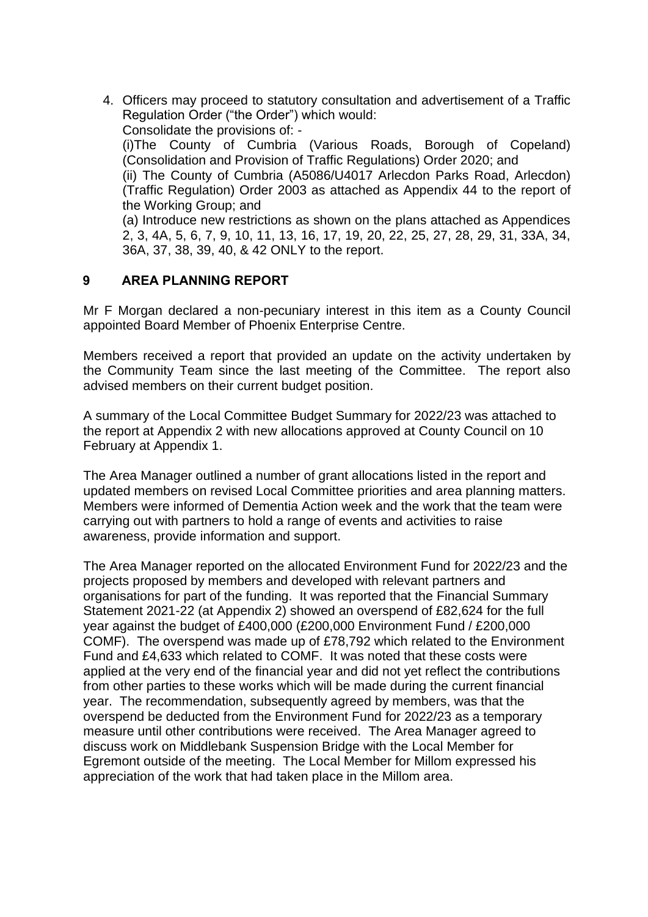4. Officers may proceed to statutory consultation and advertisement of a Traffic Regulation Order ("the Order") which would:
   Consolidate the provisions of: -
   (i)The County of Cumbria (Various Roads, Borough of Copeland) (Consolidation and Provision of Traffic Regulations) Order 2020; and
   (ii) The County of Cumbria (A5086/U4017 Arlecdon Parks Road, Arlecdon) (Traffic Regulation) Order 2003 as attached as Appendix 44 to the report of the Working Group; and
   (a) Introduce new restrictions as shown on the plans attached as Appendices 2, 3, 4A, 5, 6, 7, 9, 10, 11, 13, 16, 17, 19, 20, 22, 25, 27, 28, 29, 31, 33A, 34, 36A, 37, 38, 39, 40, & 42 ONLY to the report.

## 9 AREA PLANNING REPORT

Mr F Morgan declared a non-pecuniary interest in this item as a County Council appointed Board Member of Phoenix Enterprise Centre.

Members received a report that provided an update on the activity undertaken by the Community Team since the last meeting of the Committee. The report also advised members on their current budget position.

A summary of the Local Committee Budget Summary for 2022/23 was attached to the report at Appendix 2 with new allocations approved at County Council on 10 February at Appendix 1.

The Area Manager outlined a number of grant allocations listed in the report and updated members on revised Local Committee priorities and area planning matters. Members were informed of Dementia Action week and the work that the team were carrying out with partners to hold a range of events and activities to raise awareness, provide information and support.

The Area Manager reported on the allocated Environment Fund for 2022/23 and the projects proposed by members and developed with relevant partners and organisations for part of the funding. It was reported that the Financial Summary Statement 2021-22 (at Appendix 2) showed an overspend of £82,624 for the full year against the budget of £400,000 (£200,000 Environment Fund / £200,000 COMF). The overspend was made up of £78,792 which related to the Environment Fund and £4,633 which related to COMF. It was noted that these costs were applied at the very end of the financial year and did not yet reflect the contributions from other parties to these works which will be made during the current financial year. The recommendation, subsequently agreed by members, was that the overspend be deducted from the Environment Fund for 2022/23 as a temporary measure until other contributions were received. The Area Manager agreed to discuss work on Middlebank Suspension Bridge with the Local Member for Egremont outside of the meeting. The Local Member for Millom expressed his appreciation of the work that had taken place in the Millom area.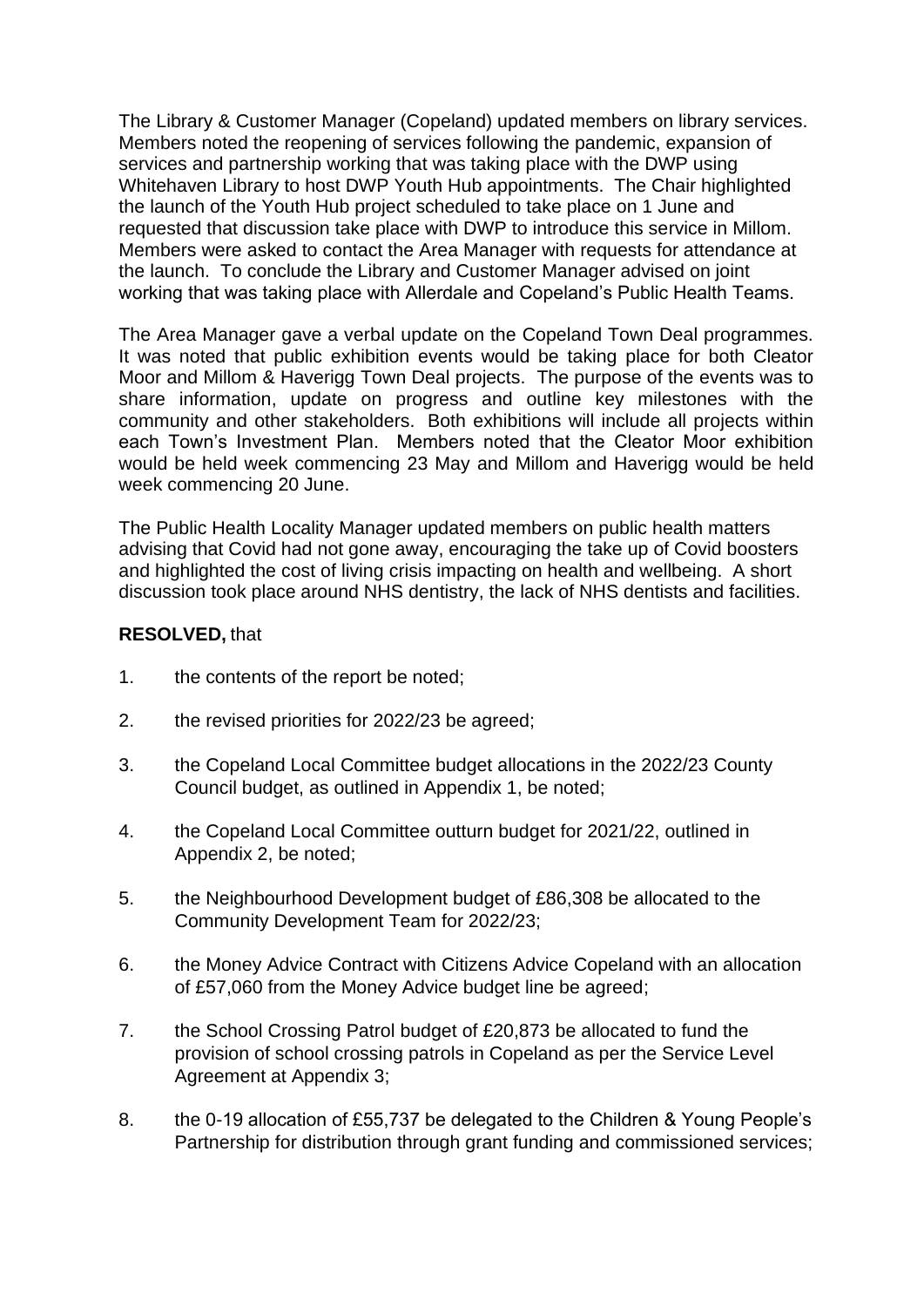The Library & Customer Manager (Copeland) updated members on library services. Members noted the reopening of services following the pandemic, expansion of services and partnership working that was taking place with the DWP using Whitehaven Library to host DWP Youth Hub appointments. The Chair highlighted the launch of the Youth Hub project scheduled to take place on 1 June and requested that discussion take place with DWP to introduce this service in Millom. Members were asked to contact the Area Manager with requests for attendance at the launch. To conclude the Library and Customer Manager advised on joint working that was taking place with Allerdale and Copeland's Public Health Teams.

The Area Manager gave a verbal update on the Copeland Town Deal programmes. It was noted that public exhibition events would be taking place for both Cleator Moor and Millom & Haverigg Town Deal projects. The purpose of the events was to share information, update on progress and outline key milestones with the community and other stakeholders. Both exhibitions will include all projects within each Town's Investment Plan. Members noted that the Cleator Moor exhibition would be held week commencing 23 May and Millom and Haverigg would be held week commencing 20 June.

The Public Health Locality Manager updated members on public health matters advising that Covid had not gone away, encouraging the take up of Covid boosters and highlighted the cost of living crisis impacting on health and wellbeing. A short discussion took place around NHS dentistry, the lack of NHS dentists and facilities.

**RESOLVED,** that

1. the contents of the report be noted;
2. the revised priorities for 2022/23 be agreed;
3. the Copeland Local Committee budget allocations in the 2022/23 County Council budget, as outlined in Appendix 1, be noted;
4. the Copeland Local Committee outturn budget for 2021/22, outlined in Appendix 2, be noted;
5. the Neighbourhood Development budget of £86,308 be allocated to the Community Development Team for 2022/23;
6. the Money Advice Contract with Citizens Advice Copeland with an allocation of £57,060 from the Money Advice budget line be agreed;
7. the School Crossing Patrol budget of £20,873 be allocated to fund the provision of school crossing patrols in Copeland as per the Service Level Agreement at Appendix 3;
8. the 0-19 allocation of £55,737 be delegated to the Children & Young People's Partnership for distribution through grant funding and commissioned services;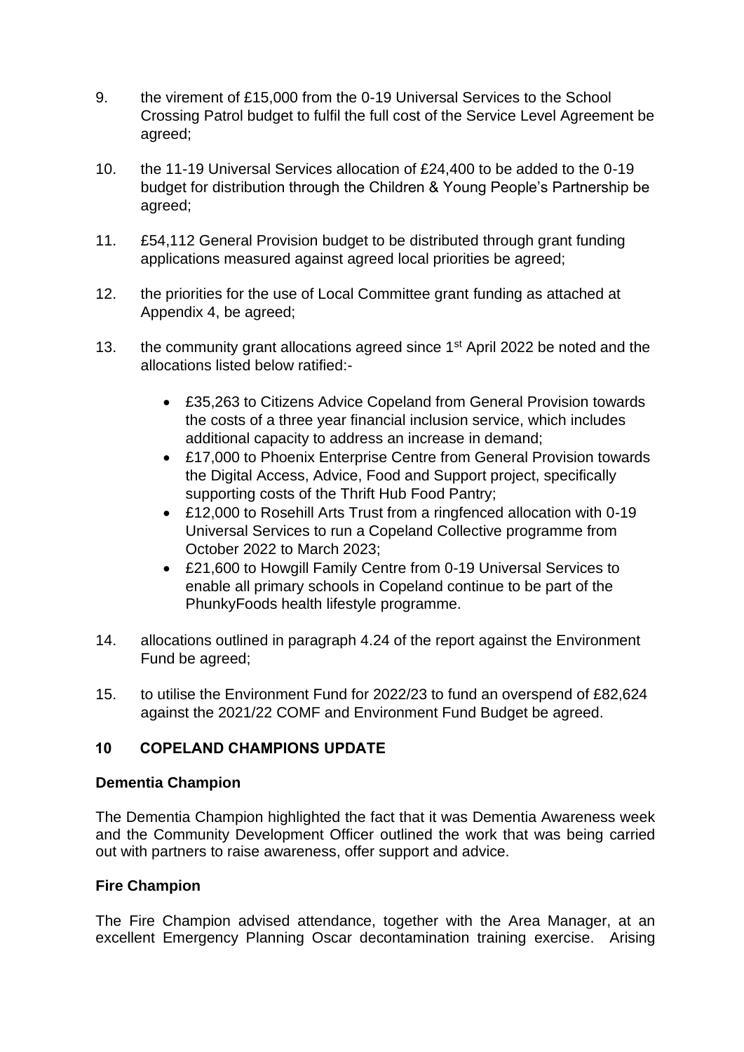9. the virement of £15,000 from the 0-19 Universal Services to the School Crossing Patrol budget to fulfil the full cost of the Service Level Agreement be agreed;

10. the 11-19 Universal Services allocation of £24,400 to be added to the 0-19 budget for distribution through the Children & Young People's Partnership be agreed;

11. £54,112 General Provision budget to be distributed through grant funding applications measured against agreed local priorities be agreed;

12. the priorities for the use of Local Committee grant funding as attached at Appendix 4, be agreed;

13. the community grant allocations agreed since 1st April 2022 be noted and the allocations listed below ratified:-

    - £35,263 to Citizens Advice Copeland from General Provision towards the costs of a three year financial inclusion service, which includes additional capacity to address an increase in demand;
    - £17,000 to Phoenix Enterprise Centre from General Provision towards the Digital Access, Advice, Food and Support project, specifically supporting costs of the Thrift Hub Food Pantry;
    - £12,000 to Rosehill Arts Trust from a ringfenced allocation with 0-19 Universal Services to run a Copeland Collective programme from October 2022 to March 2023;
    - £21,600 to Howgill Family Centre from 0-19 Universal Services to enable all primary schools in Copeland continue to be part of the PhunkyFoods health lifestyle programme.

14. allocations outlined in paragraph 4.24 of the report against the Environment Fund be agreed;

15. to utilise the Environment Fund for 2022/23 to fund an overspend of £82,624 against the 2021/22 COMF and Environment Fund Budget be agreed.

## 10 COPELAND CHAMPIONS UPDATE

**Dementia Champion**

The Dementia Champion highlighted the fact that it was Dementia Awareness week and the Community Development Officer outlined the work that was being carried out with partners to raise awareness, offer support and advice.

**Fire Champion**

The Fire Champion advised attendance, together with the Area Manager, at an excellent Emergency Planning Oscar decontamination training exercise. Arising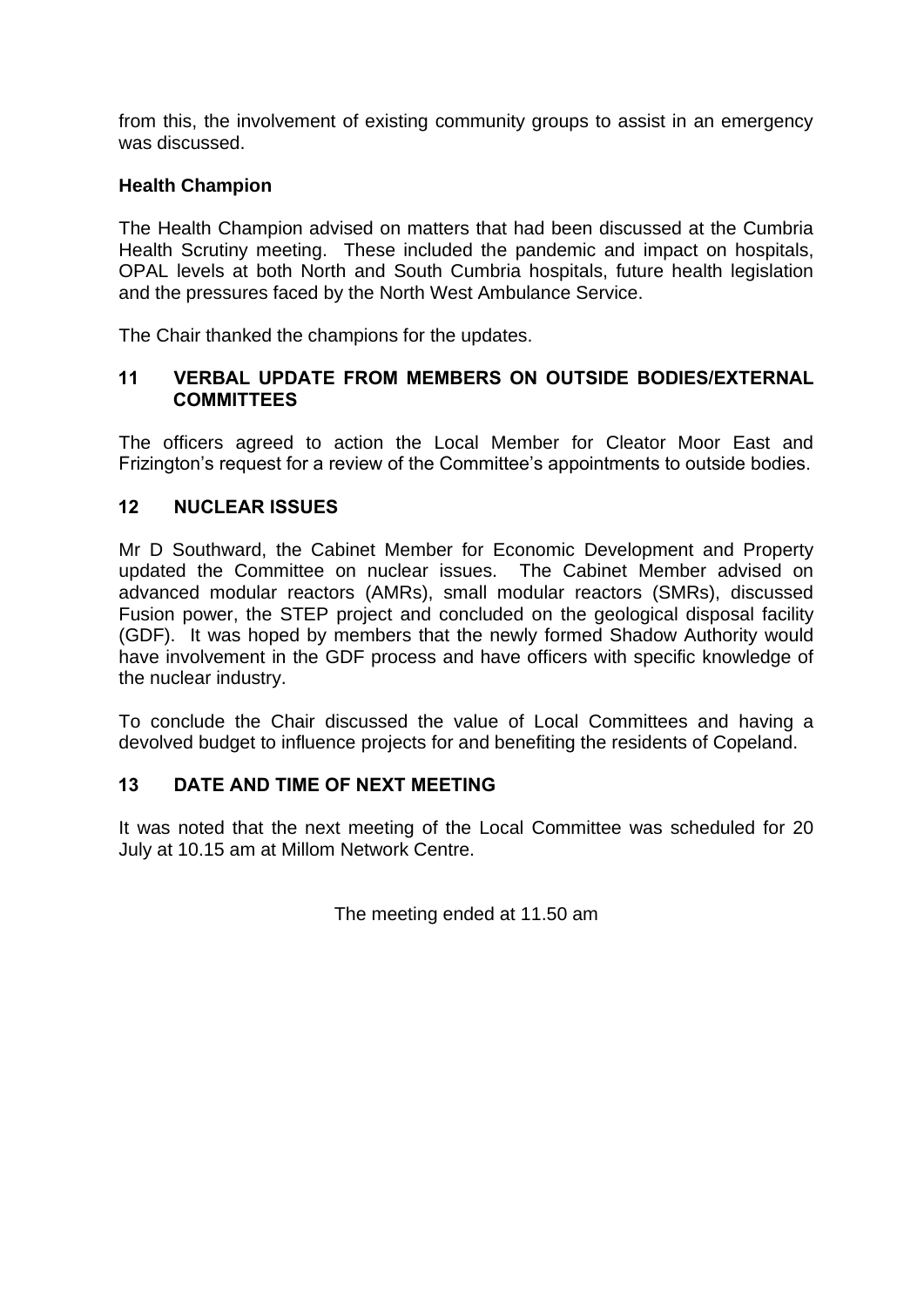from this, the involvement of existing community groups to assist in an emergency was discussed.

**Health Champion**

The Health Champion advised on matters that had been discussed at the Cumbria Health Scrutiny meeting. These included the pandemic and impact on hospitals, OPAL levels at both North and South Cumbria hospitals, future health legislation and the pressures faced by the North West Ambulance Service.

The Chair thanked the champions for the updates.

## 11 VERBAL UPDATE FROM MEMBERS ON OUTSIDE BODIES/EXTERNAL COMMITTEES

The officers agreed to action the Local Member for Cleator Moor East and Frizington's request for a review of the Committee's appointments to outside bodies.

## 12 NUCLEAR ISSUES

Mr D Southward, the Cabinet Member for Economic Development and Property updated the Committee on nuclear issues. The Cabinet Member advised on advanced modular reactors (AMRs), small modular reactors (SMRs), discussed Fusion power, the STEP project and concluded on the geological disposal facility (GDF). It was hoped by members that the newly formed Shadow Authority would have involvement in the GDF process and have officers with specific knowledge of the nuclear industry.

To conclude the Chair discussed the value of Local Committees and having a devolved budget to influence projects for and benefiting the residents of Copeland.

## 13 DATE AND TIME OF NEXT MEETING

It was noted that the next meeting of the Local Committee was scheduled for 20 July at 10.15 am at Millom Network Centre.

The meeting ended at 11.50 am